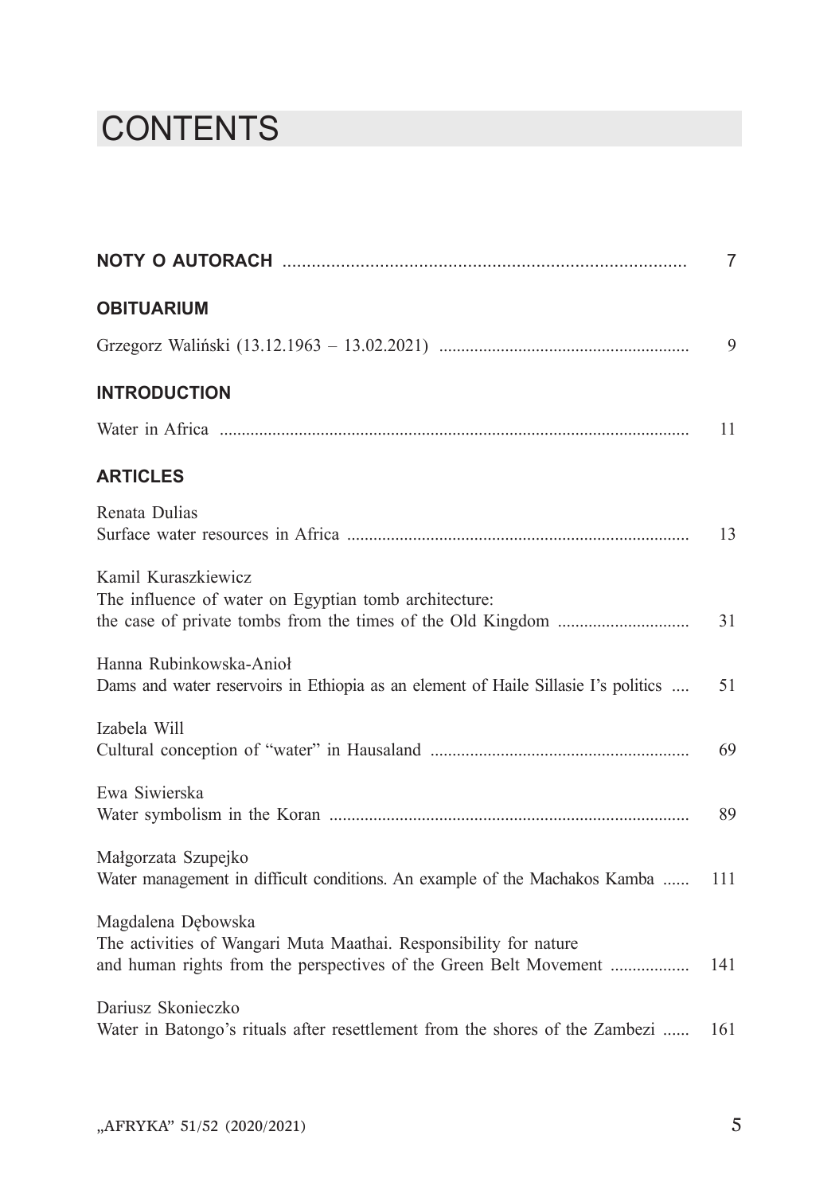# CONTENTS

**NOTY O AUTORACH** .................................................................................... 7

## OBITUARIUM

Grzegorz Waliński (13.12.1963 – 13.02.2021) ........................................................ 9

## INTRODUCTION

Water in Africa .......................................................................................................... 11

## ARTICLES

Renata Dulias
Surface water resources in Africa ............................................................................. 13

Kamil Kuraszkiewicz
The influence of water on Egyptian tomb architecture:
the case of private tombs from the times of the Old Kingdom ............................. 31

Hanna Rubinkowska-Anioł
Dams and water reservoirs in Ethiopia as an element of Haile Sillasie I's politics .... 51

Izabela Will
Cultural conception of "water" in Hausaland .......................................................... 69

Ewa Siwierska
Water symbolism in the Koran ................................................................................. 89

Małgorzata Szupejko
Water management in difficult conditions. An example of the Machakos Kamba ...... 111

Magdalena Dębowska
The activities of Wangari Muta Maathai. Responsibility for nature
and human rights from the perspectives of the Green Belt Movement .................. 141

Dariusz Skonieczko
Water in Batongo's rituals after resettlement from the shores of the Zambezi ...... 161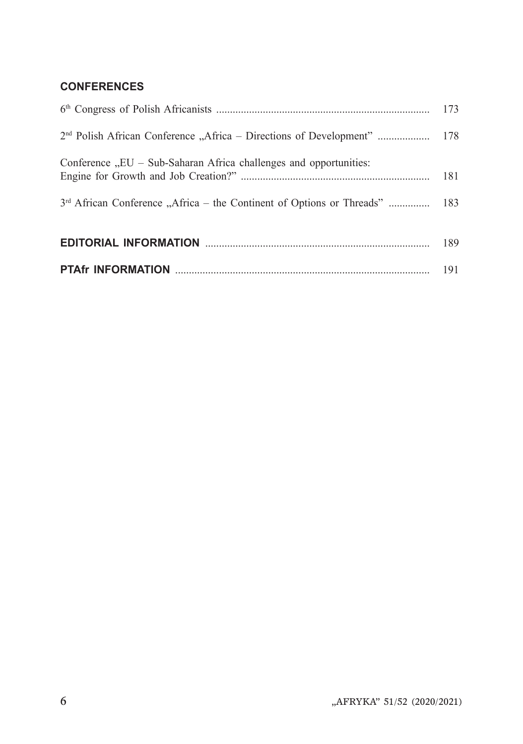## CONFERENCES

6th Congress of Polish Africanists ............................................................................ 173

2nd Polish African Conference „Africa – Directions of Development” .................. 178

Conference „EU – Sub-Saharan Africa challenges and opportunities: Engine for Growth and Job Creation?” .................................................................... 181

3rd African Conference „Africa – the Continent of Options or Threads” .............. 183

**EDITORIAL INFORMATION** ................................................................................ 189

**PTAfr INFORMATION** .......................................................................................... 191